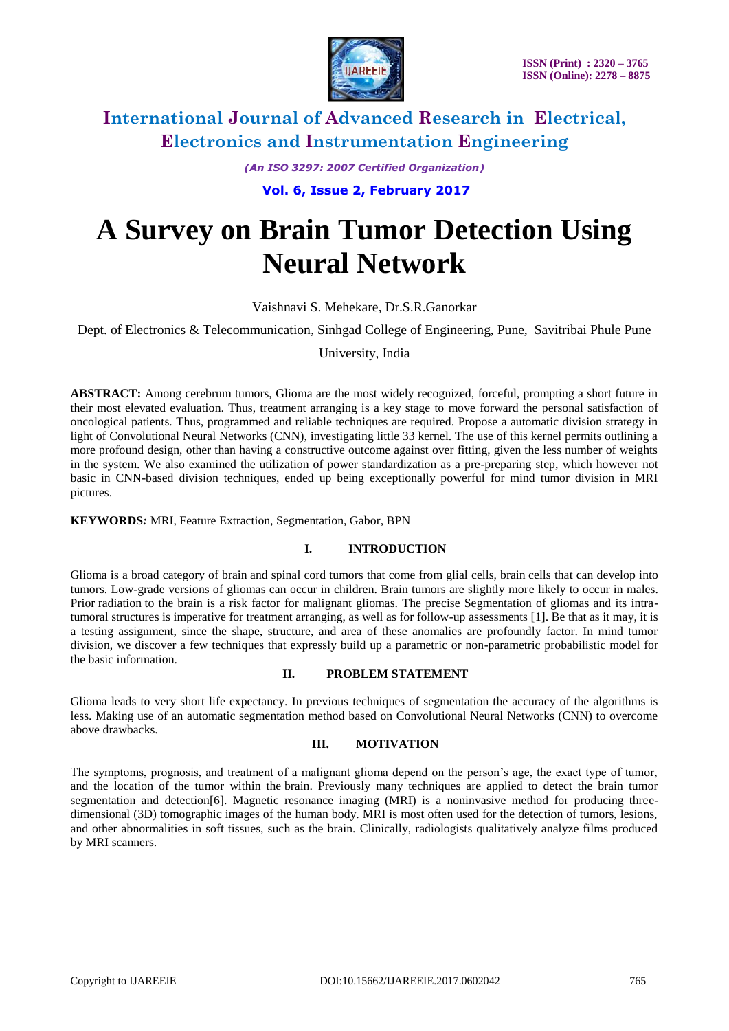# A Survey on Brain Tumor Detection Using Neural Network

Vaishnavi S. Mehekare, Dr.S.R.Ganorkar

Dept. of Electronics & Telecommunication, Sinhgad College of Engineering, Pune, Savitribai Phule Pune University, India

**ABSTRACT:** Among cerebrum tumors, Glioma are the most widely recognized, forceful, prompting a short future in their most elevated evaluation. Thus, treatment arranging is a key stage to move forward the personal satisfaction of oncological patients. Thus, programmed and reliable techniques are required. Propose a automatic division strategy in light of Convolutional Neural Networks (CNN), investigating little 33 kernel. The use of this kernel permits outlining a more profound design, other than having a constructive outcome against over fitting, given the less number of weights in the system. We also examined the utilization of power standardization as a pre-preparing step, which however not basic in CNN-based division techniques, ended up being exceptionally powerful for mind tumor division in MRI pictures.

**KEYWORDS:** MRI, Feature Extraction, Segmentation, Gabor, BPN

## I. INTRODUCTION

Glioma is a broad category of brain and spinal cord tumors that come from glial cells, brain cells that can develop into tumors. Low-grade versions of gliomas can occur in children. Brain tumors are slightly more likely to occur in males. Prior radiation to the brain is a risk factor for malignant gliomas. The precise Segmentation of gliomas and its intra-tumoral structures is imperative for treatment arranging, as well as for follow-up assessments [1]. Be that as it may, it is a testing assignment, since the shape, structure, and area of these anomalies are profoundly factor. In mind tumor division, we discover a few techniques that expressly build up a parametric or non-parametric probabilistic model for the basic information.

## II. PROBLEM STATEMENT

Glioma leads to very short life expectancy. In previous techniques of segmentation the accuracy of the algorithms is less. Making use of an automatic segmentation method based on Convolutional Neural Networks (CNN) to overcome above drawbacks.

## III. MOTIVATION

The symptoms, prognosis, and treatment of a malignant glioma depend on the person's age, the exact type of tumor, and the location of the tumor within the brain. Previously many techniques are applied to detect the brain tumor segmentation and detection[6]. Magnetic resonance imaging (MRI) is a noninvasive method for producing three-dimensional (3D) tomographic images of the human body. MRI is most often used for the detection of tumors, lesions, and other abnormalities in soft tissues, such as the brain. Clinically, radiologists qualitatively analyze films produced by MRI scanners.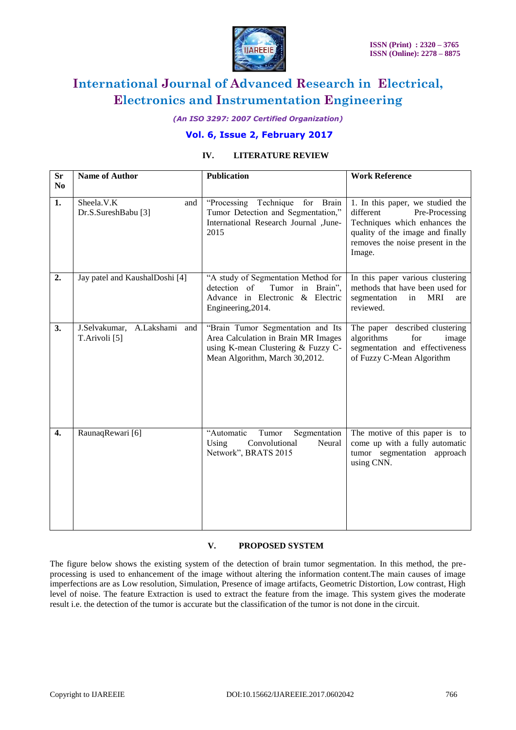## IV. LITERATURE REVIEW

| Sr No | Name of Author | Publication | Work Reference |
|---|---|---|---|
| 1. | Sheela.V.K and Dr.S.SureshBabu [3] | "Processing Technique for Brain Tumor Detection and Segmentation," International Research Journal ,June-2015 | 1. In this paper, we studied the different Pre-Processing Techniques which enhances the quality of the image and finally removes the noise present in the Image. |
| 2. | Jay patel and KaushalDoshi [4] | "A study of Segmentation Method for detection of Tumor in Brain", Advance in Electronic & Electric Engineering,2014. | In this paper various clustering methods that have been used for segmentation in MRI are reviewed. |
| 3. | J.Selvakumar, A.Lakshami and T.Arivoli [5] | "Brain Tumor Segmentation and Its Area Calculation in Brain MR Images using K-mean Clustering & Fuzzy C-Mean Algorithm, March 30,2012. | The paper described clustering algorithms for image segmentation and effectiveness of Fuzzy C-Mean Algorithm |
| 4. | RaunaqRewari [6] | "Automatic Tumor Segmentation Using Convolutional Neural Network", BRATS 2015 | The motive of this paper is to come up with a fully automatic tumor segmentation approach using CNN. |

## V. PROPOSED SYSTEM

The figure below shows the existing system of the detection of brain tumor segmentation. In this method, the pre-processing is used to enhancement of the image without altering the information content.The main causes of image imperfections are as Low resolution, Simulation, Presence of image artifacts, Geometric Distortion, Low contrast, High level of noise. The feature Extraction is used to extract the feature from the image. This system gives the moderate result i.e. the detection of the tumor is accurate but the classification of the tumor is not done in the circuit.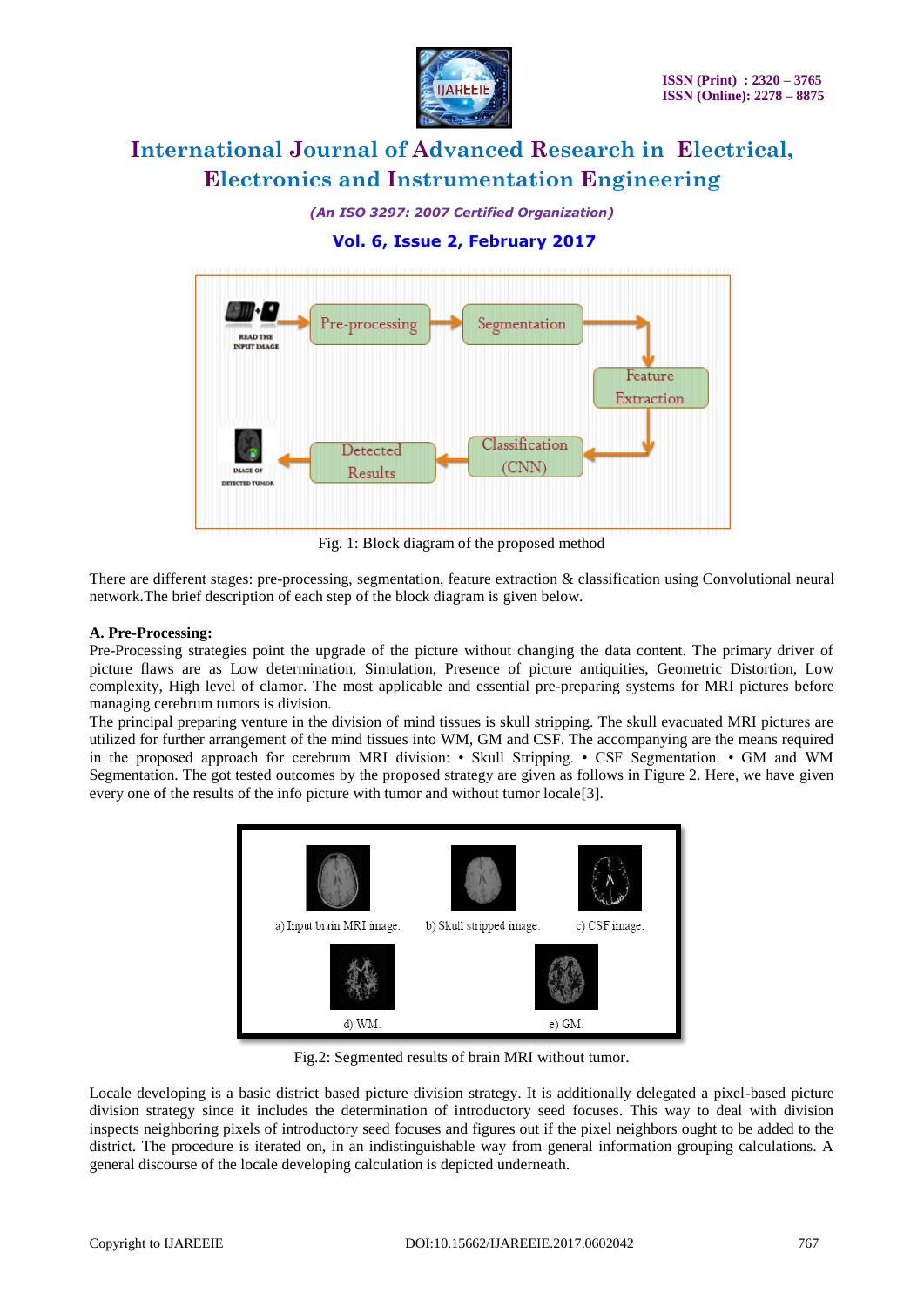Fig. 1: Block diagram of the proposed method

There are different stages: pre-processing, segmentation, feature extraction & classification using Convolutional neural network.The brief description of each step of the block diagram is given below.

**A. Pre-Processing:**

Pre-Processing strategies point the upgrade of the picture without changing the data content. The primary driver of picture flaws are as Low determination, Simulation, Presence of picture antiquities, Geometric Distortion, Low complexity, High level of clamor. The most applicable and essential pre-preparing systems for MRI pictures before managing cerebrum tumors is division.

The principal preparing venture in the division of mind tissues is skull stripping. The skull evacuated MRI pictures are utilized for further arrangement of the mind tissues into WM, GM and CSF. The accompanying are the means required in the proposed approach for cerebrum MRI division: • Skull Stripping. • CSF Segmentation. • GM and WM Segmentation. The got tested outcomes by the proposed strategy are given as follows in Figure 2. Here, we have given every one of the results of the info picture with tumor and without tumor locale[3].

Fig.2: Segmented results of brain MRI without tumor.

Locale developing is a basic district based picture division strategy. It is additionally delegated a pixel-based picture division strategy since it includes the determination of introductory seed focuses. This way to deal with division inspects neighboring pixels of introductory seed focuses and figures out if the pixel neighbors ought to be added to the district. The procedure is iterated on, in an indistinguishable way from general information grouping calculations. A general discourse of the locale developing calculation is depicted underneath.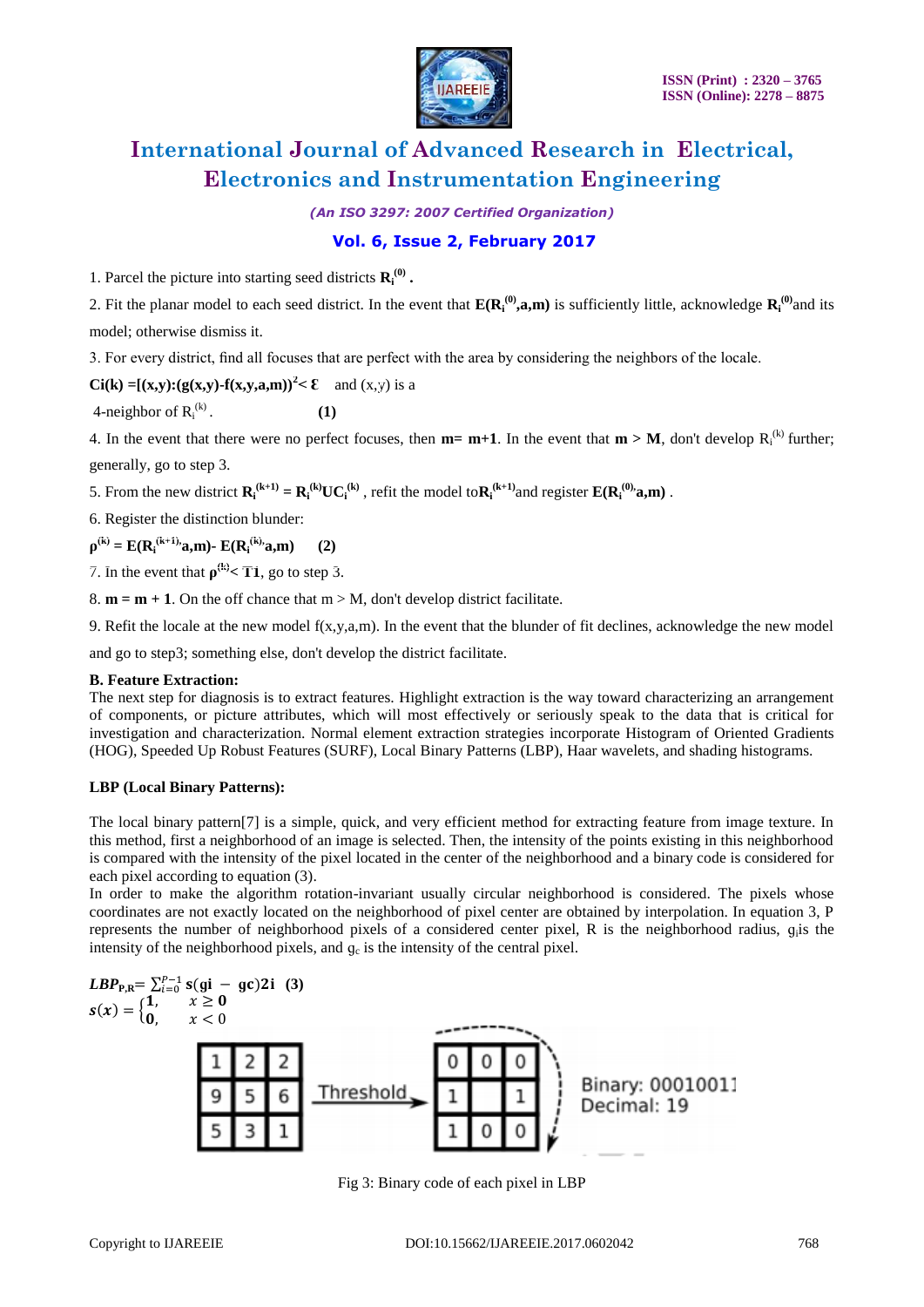1. Parcel the picture into starting seed districts $\mathbf{R_i^{(0)}}$ .

2. Fit the planar model to each seed district. In the event that $\mathbf{E(R_i^{(0)},a,m)}$ is sufficiently little, acknowledge $\mathbf{R_i^{(0)}}$and its model; otherwise dismiss it.

3. For every district, find all focuses that are perfect with the area by considering the neighbors of the locale.

$\mathbf{Ci(k) =[(x,y):(g(x,y)\text{-}f(x,y,a,m))^2< \mathcal{E}}$ and (x,y) is a 4-neighbor of $R_i^{(k)}$. **(1)**

4. In the event that there were no perfect focuses, then **m= m+1**. In the event that **m > M**, don't develop $R_i^{(k)}$ further; generally, go to step 3.

5. From the new district $\mathbf{R_i^{(k+1)} = R_i^{(k)} U C_i^{(k)}}$ , refit the model to$\mathbf{R_i^{(k+1)}}$and register $\mathbf{E(R_i^{(0)},a,m)}$ .

6. Register the distinction blunder:

$\mathbf{\rho^{(k)} = E(R_i^{(k+1)},a,m)\text{-} E(R_i^{(k)},a,m)}$ **(2)**

7. In the event that $\rho^{(k)}< Ti$, go to step 3.

8. **m = m + 1**. On the off chance that m > M, don't develop district facilitate.

9. Refit the locale at the new model f(x,y,a,m). In the event that the blunder of fit declines, acknowledge the new model and go to step3; something else, don't develop the district facilitate.

**B. Feature Extraction:**

The next step for diagnosis is to extract features. Highlight extraction is the way toward characterizing an arrangement of components, or picture attributes, which will most effectively or seriously speak to the data that is critical for investigation and characterization. Normal element extraction strategies incorporate Histogram of Oriented Gradients (HOG), Speeded Up Robust Features (SURF), Local Binary Patterns (LBP), Haar wavelets, and shading histograms.

**LBP (Local Binary Patterns):**

The local binary pattern[7] is a simple, quick, and very efficient method for extracting feature from image texture. In this method, first a neighborhood of an image is selected. Then, the intensity of the points existing in this neighborhood is compared with the intensity of the pixel located in the center of the neighborhood and a binary code is considered for each pixel according to equation (3).

In order to make the algorithm rotation-invariant usually circular neighborhood is considered. The pixels whose coordinates are not exactly located on the neighborhood of pixel center are obtained by interpolation. In equation 3, P represents the number of neighborhood pixels of a considered center pixel, R is the neighborhood radius, $g_i$is the intensity of the neighborhood pixels, and $g_c$ is the intensity of the central pixel.

$$LBP_{P,R} = \sum_{i=0}^{P-1} s(gi - gc)2i \quad (3)$$

$$s(x) = \begin{cases} 1, & x \geq 0 \\ 0, & x < 0 \end{cases}$$

| 1 | 2 | 2 |
|---|---|---|
| 9 | 5 | 6 |
| 5 | 3 | 1 |

Threshold →

| 0 | 0 | 0 |
|---|---|---|
| 1 | | 1 |
| 1 | 0 | 0 |

Binary: 00010011
Decimal: 19

Fig 3: Binary code of each pixel in LBP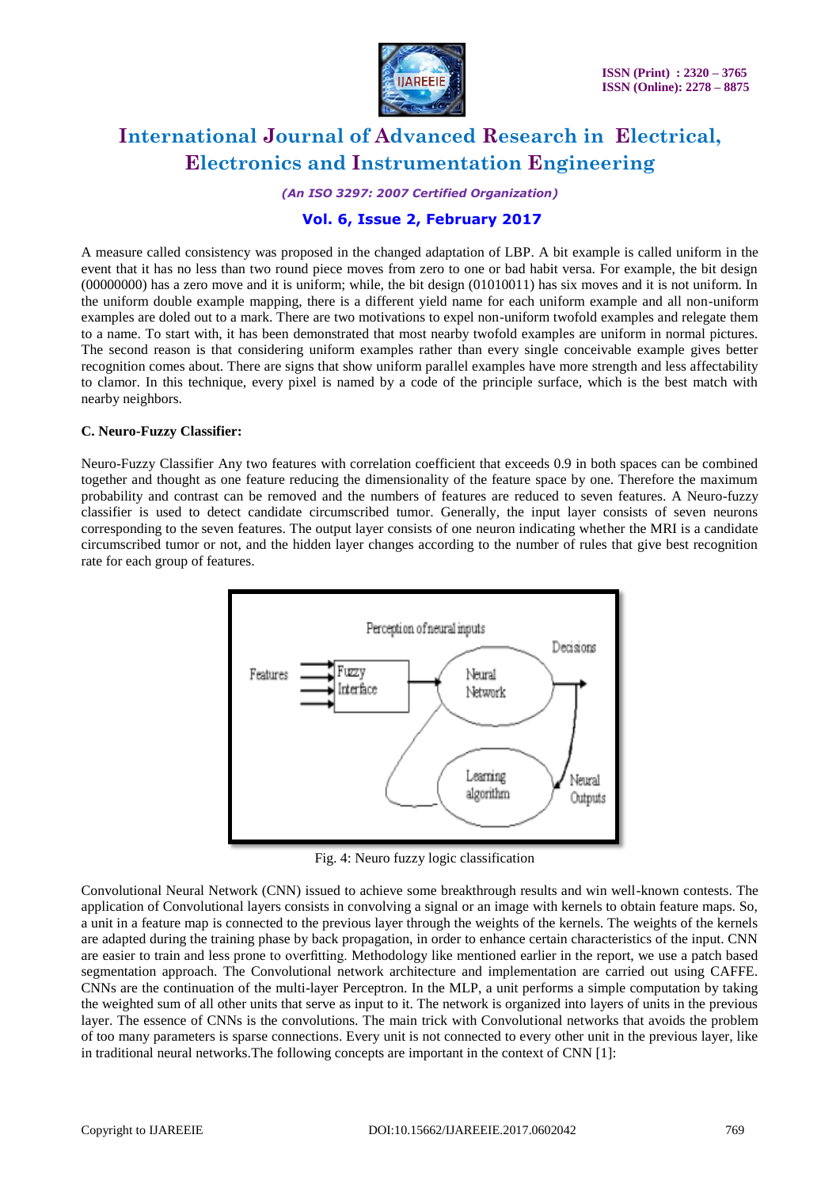A measure called consistency was proposed in the changed adaptation of LBP. A bit example is called uniform in the event that it has no less than two round piece moves from zero to one or bad habit versa. For example, the bit design (00000000) has a zero move and it is uniform; while, the bit design (01010011) has six moves and it is not uniform. In the uniform double example mapping, there is a different yield name for each uniform example and all non-uniform examples are doled out to a mark. There are two motivations to expel non-uniform twofold examples and relegate them to a name. To start with, it has been demonstrated that most nearby twofold examples are uniform in normal pictures. The second reason is that considering uniform examples rather than every single conceivable example gives better recognition comes about. There are signs that show uniform parallel examples have more strength and less affectability to clamor. In this technique, every pixel is named by a code of the principle surface, which is the best match with nearby neighbors.

**C. Neuro-Fuzzy Classifier:**

Neuro-Fuzzy Classifier Any two features with correlation coefficient that exceeds 0.9 in both spaces can be combined together and thought as one feature reducing the dimensionality of the feature space by one. Therefore the maximum probability and contrast can be removed and the numbers of features are reduced to seven features. A Neuro-fuzzy classifier is used to detect candidate circumscribed tumor. Generally, the input layer consists of seven neurons corresponding to the seven features. The output layer consists of one neuron indicating whether the MRI is a candidate circumscribed tumor or not, and the hidden layer changes according to the number of rules that give best recognition rate for each group of features.

Perception of neural inputs

Features → Fuzzy Interface → Neural Network → Decisions

Learning algorithm ← Neural Outputs

Fig. 4: Neuro fuzzy logic classification

Convolutional Neural Network (CNN) issued to achieve some breakthrough results and win well-known contests. The application of Convolutional layers consists in convolving a signal or an image with kernels to obtain feature maps. So, a unit in a feature map is connected to the previous layer through the weights of the kernels. The weights of the kernels are adapted during the training phase by back propagation, in order to enhance certain characteristics of the input. CNN are easier to train and less prone to overfitting. Methodology like mentioned earlier in the report, we use a patch based segmentation approach. The Convolutional network architecture and implementation are carried out using CAFFE. CNNs are the continuation of the multi-layer Perceptron. In the MLP, a unit performs a simple computation by taking the weighted sum of all other units that serve as input to it. The network is organized into layers of units in the previous layer. The essence of CNNs is the convolutions. The main trick with Convolutional networks that avoids the problem of too many parameters is sparse connections. Every unit is not connected to every other unit in the previous layer, like in traditional neural networks.The following concepts are important in the context of CNN [1]: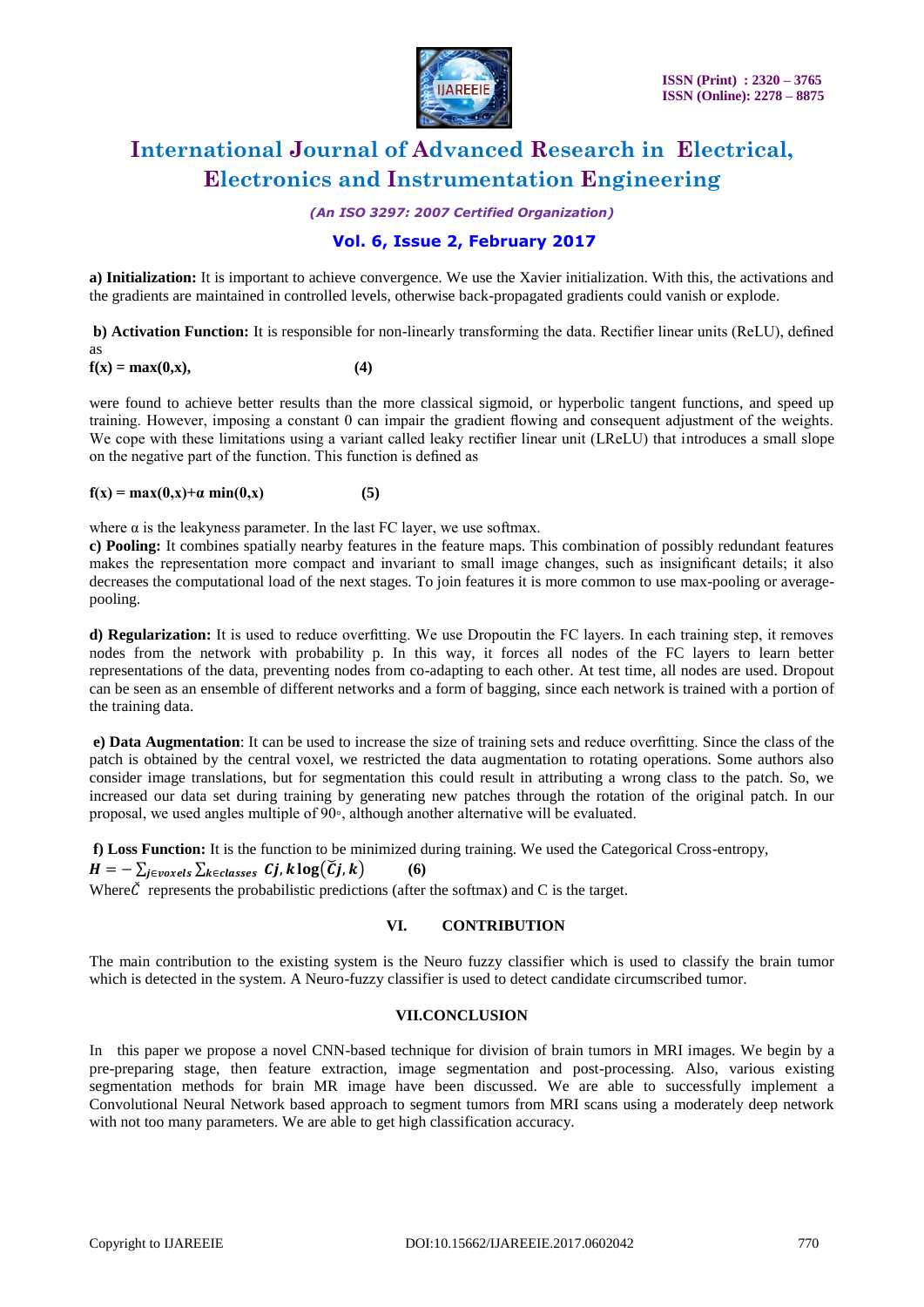**a) Initialization:** It is important to achieve convergence. We use the Xavier initialization. With this, the activations and the gradients are maintained in controlled levels, otherwise back-propagated gradients could vanish or explode.

**b) Activation Function:** It is responsible for non-linearly transforming the data. Rectifier linear units (ReLU), defined as

$$f(x) = \max(0,x), \qquad (4)$$

were found to achieve better results than the more classical sigmoid, or hyperbolic tangent functions, and speed up training. However, imposing a constant 0 can impair the gradient flowing and consequent adjustment of the weights. We cope with these limitations using a variant called leaky rectifier linear unit (LReLU) that introduces a small slope on the negative part of the function. This function is defined as

$$f(x) = \max(0,x)+\alpha \min(0,x) \qquad (5)$$

where α is the leakyness parameter. In the last FC layer, we use softmax.

**c) Pooling:** It combines spatially nearby features in the feature maps. This combination of possibly redundant features makes the representation more compact and invariant to small image changes, such as insignificant details; it also decreases the computational load of the next stages. To join features it is more common to use max-pooling or average-pooling.

**d) Regularization:** It is used to reduce overfitting. We use Dropoutin the FC layers. In each training step, it removes nodes from the network with probability p. In this way, it forces all nodes of the FC layers to learn better representations of the data, preventing nodes from co-adapting to each other. At test time, all nodes are used. Dropout can be seen as an ensemble of different networks and a form of bagging, since each network is trained with a portion of the training data.

**e) Data Augmentation**: It can be used to increase the size of training sets and reduce overfitting. Since the class of the patch is obtained by the central voxel, we restricted the data augmentation to rotating operations. Some authors also consider image translations, but for segmentation this could result in attributing a wrong class to the patch. So, we increased our data set during training by generating new patches through the rotation of the original patch. In our proposal, we used angles multiple of 90◦, although another alternative will be evaluated.

**f) Loss Function:** It is the function to be minimized during training. We used the Categorical Cross-entropy,

$$H = -\sum_{j\in voxels}\sum_{k\in classes} Cj, k\log(\check{C}j, k) \qquad (6)$$

Where$\check{C}$ represents the probabilistic predictions (after the softmax) and C is the target.

## VI. CONTRIBUTION

The main contribution to the existing system is the Neuro fuzzy classifier which is used to classify the brain tumor which is detected in the system. A Neuro-fuzzy classifier is used to detect candidate circumscribed tumor.

## VII.CONCLUSION

In this paper we propose a novel CNN-based technique for division of brain tumors in MRI images. We begin by a pre-preparing stage, then feature extraction, image segmentation and post-processing. Also, various existing segmentation methods for brain MR image have been discussed. We are able to successfully implement a Convolutional Neural Network based approach to segment tumors from MRI scans using a moderately deep network with not too many parameters. We are able to get high classification accuracy.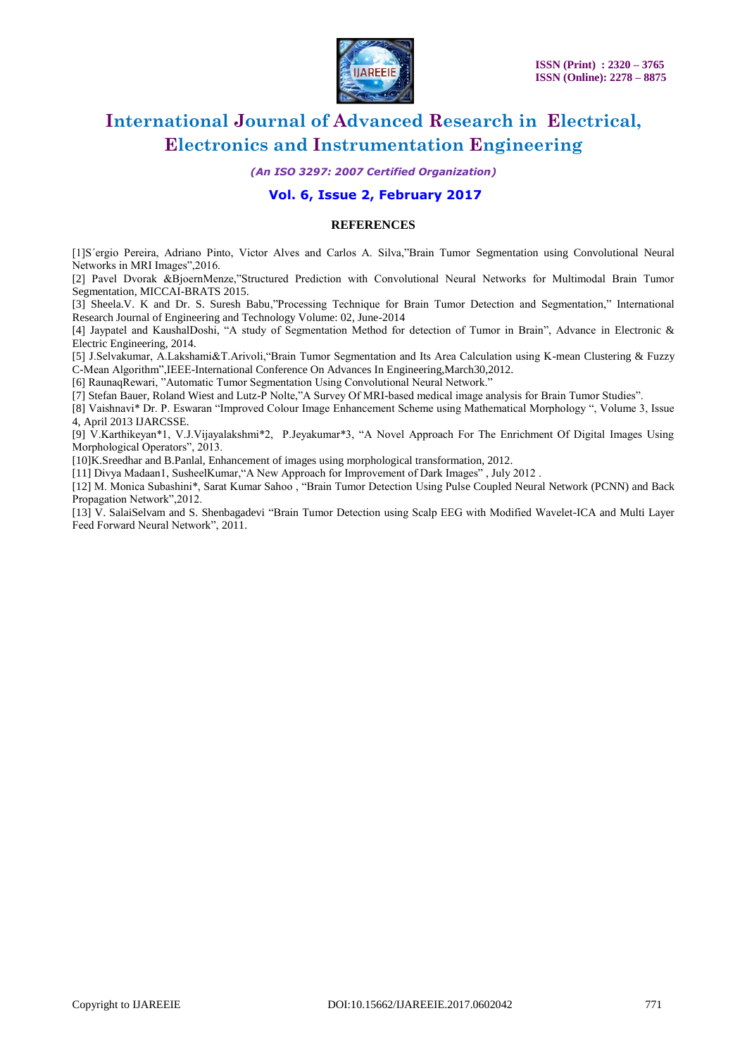# REFERENCES

[1]S´ergio Pereira, Adriano Pinto, Victor Alves and Carlos A. Silva,"Brain Tumor Segmentation using Convolutional Neural Networks in MRI Images",2016.

[2] Pavel Dvorak &BjoernMenze,"Structured Prediction with Convolutional Neural Networks for Multimodal Brain Tumor Segmentation, MICCAI-BRATS 2015.

[3] Sheela.V. K and Dr. S. Suresh Babu,"Processing Technique for Brain Tumor Detection and Segmentation," International Research Journal of Engineering and Technology Volume: 02, June-2014

[4] Jaypatel and KaushalDoshi, "A study of Segmentation Method for detection of Tumor in Brain", Advance in Electronic & Electric Engineering, 2014.

[5] J.Selvakumar, A.Lakshami&T.Arivoli,"Brain Tumor Segmentation and Its Area Calculation using K-mean Clustering & Fuzzy C-Mean Algorithm",IEEE-International Conference On Advances In Engineering,March30,2012.

[6] RaunaqRewari, "Automatic Tumor Segmentation Using Convolutional Neural Network."

[7] Stefan Bauer, Roland Wiest and Lutz-P Nolte,"A Survey Of MRI-based medical image analysis for Brain Tumor Studies".

[8] Vaishnavi* Dr. P. Eswaran "Improved Colour Image Enhancement Scheme using Mathematical Morphology ", Volume 3, Issue 4, April 2013 IJARCSSE.

[9] V.Karthikeyan*1, V.J.Vijayalakshmi*2, P.Jeyakumar*3, "A Novel Approach For The Enrichment Of Digital Images Using Morphological Operators", 2013.

[10]K.Sreedhar and B.Panlal, Enhancement of images using morphological transformation, 2012.

[11] Divya Madaan1, SusheelKumar,"A New Approach for Improvement of Dark Images" , July 2012 .

[12] M. Monica Subashini*, Sarat Kumar Sahoo , "Brain Tumor Detection Using Pulse Coupled Neural Network (PCNN) and Back Propagation Network",2012.

[13] V. SalaiSelvam and S. Shenbagadevi "Brain Tumor Detection using Scalp EEG with Modified Wavelet-ICA and Multi Layer Feed Forward Neural Network", 2011.